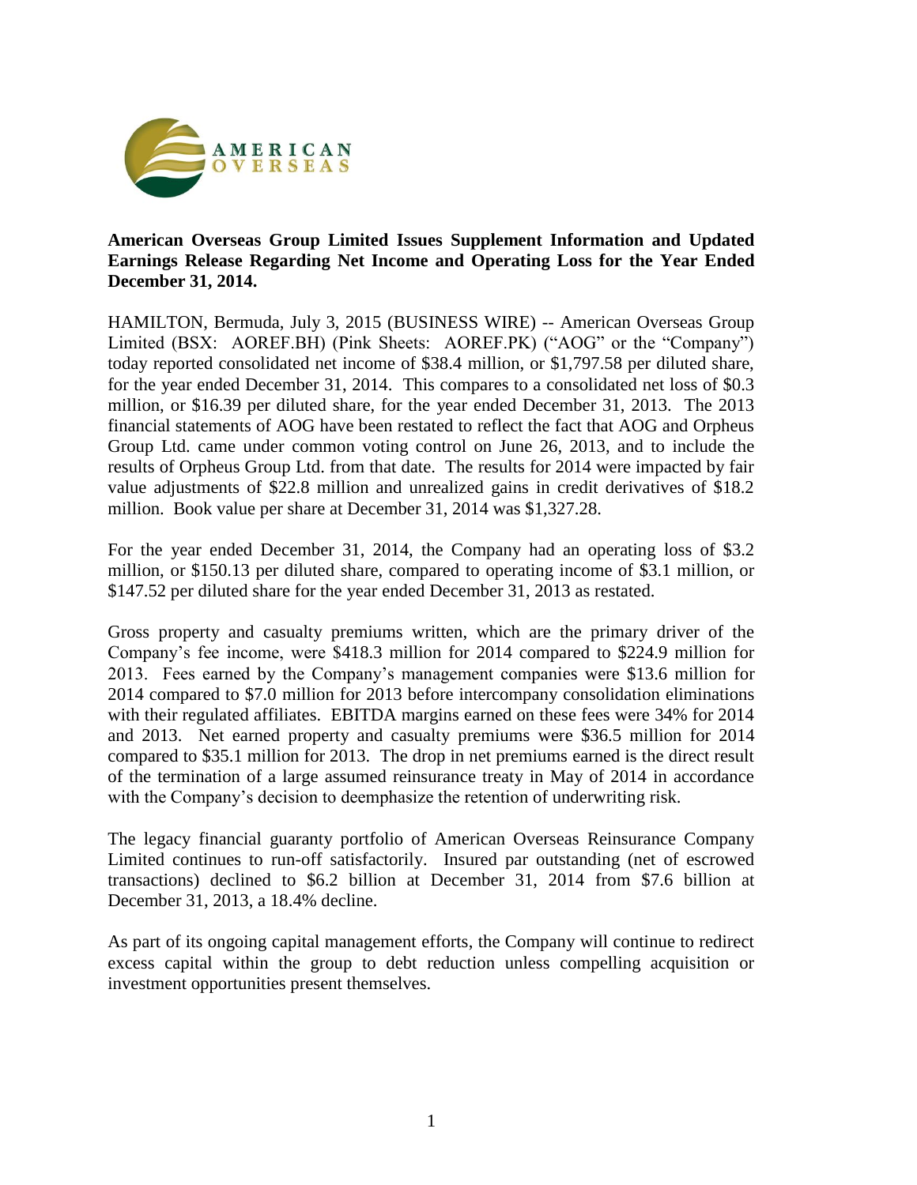AMERICAN OVERSEAS

**American Overseas Group Limited Issues Supplement Information and Updated Earnings Release Regarding Net Income and Operating Loss for the Year Ended December 31, 2014.**

HAMILTON, Bermuda, July 3, 2015 (BUSINESS WIRE) -- American Overseas Group Limited (BSX: AOREF.BH) (Pink Sheets: AOREF.PK) ("AOG" or the "Company") today reported consolidated net income of $38.4 million, or $1,797.58 per diluted share, for the year ended December 31, 2014. This compares to a consolidated net loss of $0.3 million, or $16.39 per diluted share, for the year ended December 31, 2013. The 2013 financial statements of AOG have been restated to reflect the fact that AOG and Orpheus Group Ltd. came under common voting control on June 26, 2013, and to include the results of Orpheus Group Ltd. from that date. The results for 2014 were impacted by fair value adjustments of $22.8 million and unrealized gains in credit derivatives of $18.2 million. Book value per share at December 31, 2014 was $1,327.28.

For the year ended December 31, 2014, the Company had an operating loss of $3.2 million, or $150.13 per diluted share, compared to operating income of $3.1 million, or $147.52 per diluted share for the year ended December 31, 2013 as restated.

Gross property and casualty premiums written, which are the primary driver of the Company's fee income, were $418.3 million for 2014 compared to $224.9 million for 2013. Fees earned by the Company's management companies were $13.6 million for 2014 compared to $7.0 million for 2013 before intercompany consolidation eliminations with their regulated affiliates. EBITDA margins earned on these fees were 34% for 2014 and 2013. Net earned property and casualty premiums were $36.5 million for 2014 compared to $35.1 million for 2013. The drop in net premiums earned is the direct result of the termination of a large assumed reinsurance treaty in May of 2014 in accordance with the Company's decision to deemphasize the retention of underwriting risk.

The legacy financial guaranty portfolio of American Overseas Reinsurance Company Limited continues to run-off satisfactorily. Insured par outstanding (net of escrowed transactions) declined to $6.2 billion at December 31, 2014 from $7.6 billion at December 31, 2013, a 18.4% decline.

As part of its ongoing capital management efforts, the Company will continue to redirect excess capital within the group to debt reduction unless compelling acquisition or investment opportunities present themselves.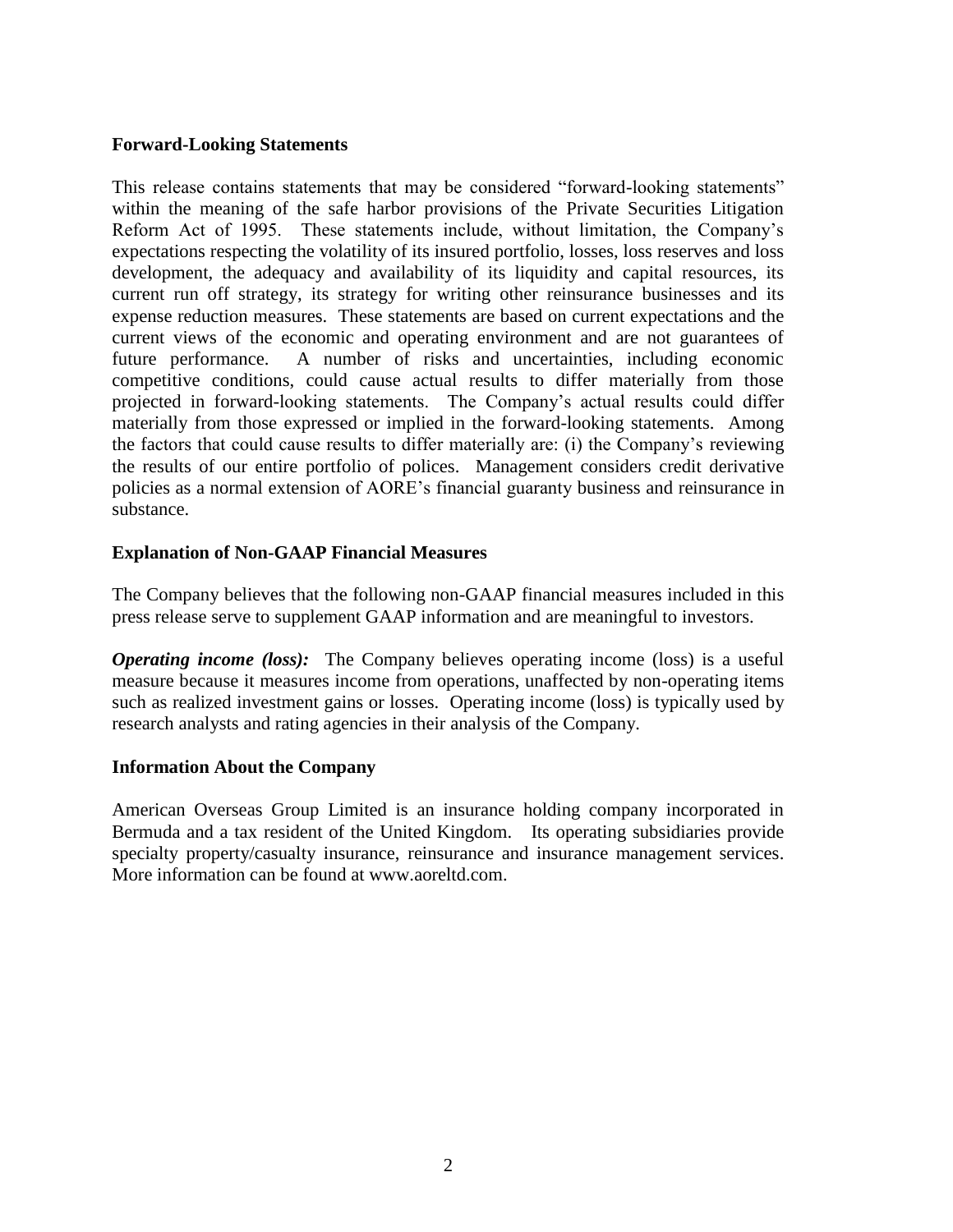## Forward-Looking Statements

This release contains statements that may be considered "forward-looking statements" within the meaning of the safe harbor provisions of the Private Securities Litigation Reform Act of 1995. These statements include, without limitation, the Company's expectations respecting the volatility of its insured portfolio, losses, loss reserves and loss development, the adequacy and availability of its liquidity and capital resources, its current run off strategy, its strategy for writing other reinsurance businesses and its expense reduction measures. These statements are based on current expectations and the current views of the economic and operating environment and are not guarantees of future performance. A number of risks and uncertainties, including economic competitive conditions, could cause actual results to differ materially from those projected in forward-looking statements. The Company's actual results could differ materially from those expressed or implied in the forward-looking statements. Among the factors that could cause results to differ materially are: (i) the Company's reviewing the results of our entire portfolio of polices. Management considers credit derivative policies as a normal extension of AORE's financial guaranty business and reinsurance in substance.

## Explanation of Non-GAAP Financial Measures

The Company believes that the following non-GAAP financial measures included in this press release serve to supplement GAAP information and are meaningful to investors.

***Operating income (loss):*** The Company believes operating income (loss) is a useful measure because it measures income from operations, unaffected by non-operating items such as realized investment gains or losses. Operating income (loss) is typically used by research analysts and rating agencies in their analysis of the Company.

## Information About the Company

American Overseas Group Limited is an insurance holding company incorporated in Bermuda and a tax resident of the United Kingdom. Its operating subsidiaries provide specialty property/casualty insurance, reinsurance and insurance management services. More information can be found at www.aoreltd.com.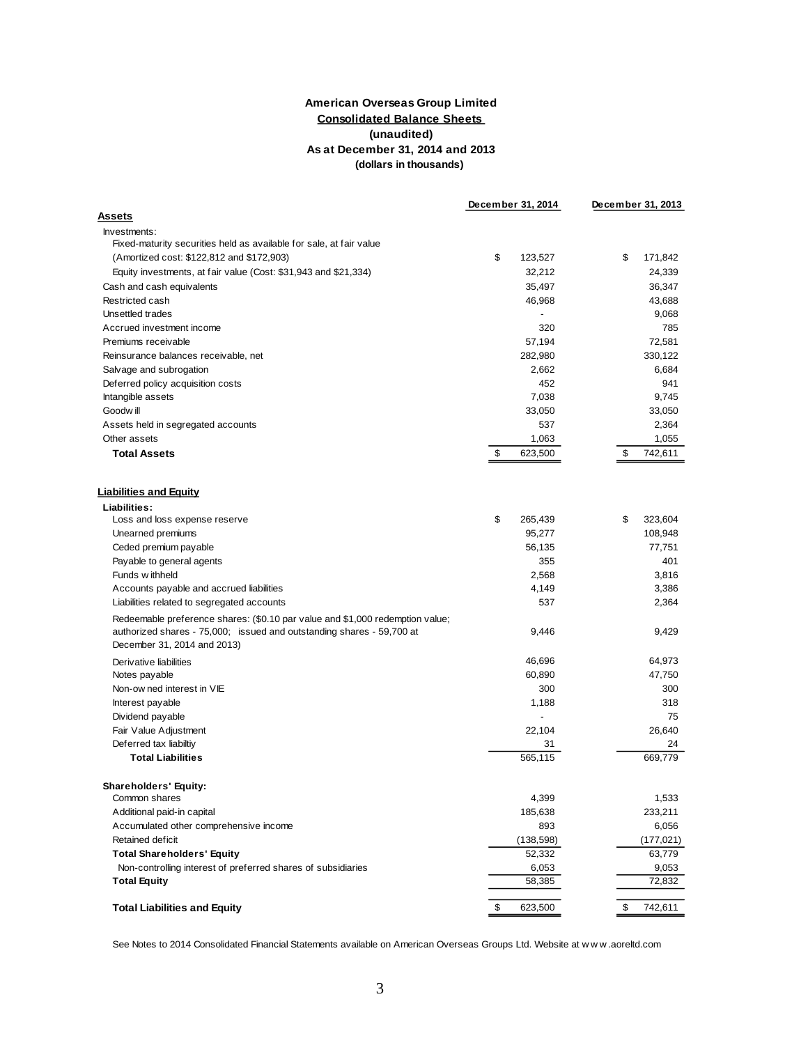**American Overseas Group Limited**

**Consolidated Balance Sheets**

**(unaudited)**

**As at December 31, 2014 and 2013**

**(dollars in thousands)**

| | December 31, 2014 | December 31, 2013 |
|---|---|---|
| **Assets** | | |
| Investments: | | |
| Fixed-maturity securities held as available for sale, at fair value (Amortized cost: $122,812 and $172,903) | $ 123,527 | $ 171,842 |
| Equity investments, at fair value (Cost: $31,943 and $21,334) | 32,212 | 24,339 |
| Cash and cash equivalents | 35,497 | 36,347 |
| Restricted cash | 46,968 | 43,688 |
| Unsettled trades | - | 9,068 |
| Accrued investment income | 320 | 785 |
| Premiums receivable | 57,194 | 72,581 |
| Reinsurance balances receivable, net | 282,980 | 330,122 |
| Salvage and subrogation | 2,662 | 6,684 |
| Deferred policy acquisition costs | 452 | 941 |
| Intangible assets | 7,038 | 9,745 |
| Goodwill | 33,050 | 33,050 |
| Assets held in segregated accounts | 537 | 2,364 |
| Other assets | 1,063 | 1,055 |
| **Total Assets** | $ 623,500 | $ 742,611 |
| | | |
| **Liabilities and Equity** | | |
| **Liabilities:** | | |
| Loss and loss expense reserve | $ 265,439 | $ 323,604 |
| Unearned premiums | 95,277 | 108,948 |
| Ceded premium payable | 56,135 | 77,751 |
| Payable to general agents | 355 | 401 |
| Funds withheld | 2,568 | 3,816 |
| Accounts payable and accrued liabilities | 4,149 | 3,386 |
| Liabilities related to segregated accounts | 537 | 2,364 |
| Redeemable preference shares: ($0.10 par value and $1,000 redemption value; authorized shares - 75,000; issued and outstanding shares - 59,700 at December 31, 2014 and 2013) | 9,446 | 9,429 |
| Derivative liabilities | 46,696 | 64,973 |
| Notes payable | 60,890 | 47,750 |
| Non-owned interest in VIE | 300 | 300 |
| Interest payable | 1,188 | 318 |
| Dividend payable | - | 75 |
| Fair Value Adjustment | 22,104 | 26,640 |
| Deferred tax liabiltiy | 31 | 24 |
| **Total Liabilities** | 565,115 | 669,779 |
| | | |
| **Shareholders' Equity:** | | |
| Common shares | 4,399 | 1,533 |
| Additional paid-in capital | 185,638 | 233,211 |
| Accumulated other comprehensive income | 893 | 6,056 |
| Retained deficit | (138,598) | (177,021) |
| **Total Shareholders' Equity** | 52,332 | 63,779 |
| Non-controlling interest of preferred shares of subsidiaries | 6,053 | 9,053 |
| **Total Equity** | 58,385 | 72,832 |
| | | |
| **Total Liabilities and Equity** | $ 623,500 | $ 742,611 |

See Notes to 2014 Consolidated Financial Statements available on American Overseas Groups Ltd. Website at www.aoreltd.com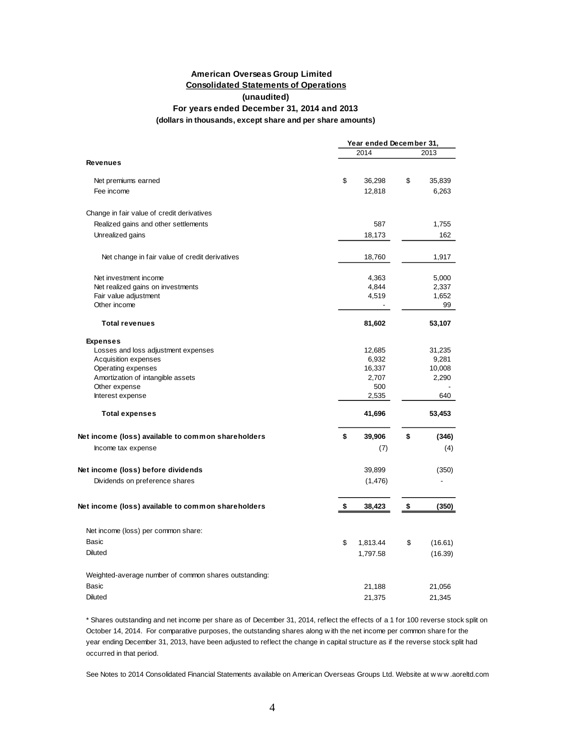**American Overseas Group Limited**

**Consolidated Statements of Operations**

**(unaudited)**

**For years ended December 31, 2014 and 2013**

**(dollars in thousands, except share and per share amounts)**

| | Year ended December 31, | |
|---|---|---|
| | 2014 | 2013 |
| **Revenues** | | |
| Net premiums earned | $ 36,298 | $ 35,839 |
| Fee income | 12,818 | 6,263 |
| Change in fair value of credit derivatives | | |
| Realized gains and other settlements | 587 | 1,755 |
| Unrealized gains | 18,173 | 162 |
| Net change in fair value of credit derivatives | 18,760 | 1,917 |
| Net investment income | 4,363 | 5,000 |
| Net realized gains on investments | 4,844 | 2,337 |
| Fair value adjustment | 4,519 | 1,652 |
| Other income | - | 99 |
| **Total revenues** | **81,602** | **53,107** |
| **Expenses** | | |
| Losses and loss adjustment expenses | 12,685 | 31,235 |
| Acquisition expenses | 6,932 | 9,281 |
| Operating expenses | 16,337 | 10,008 |
| Amortization of intangible assets | 2,707 | 2,290 |
| Other expense | 500 | - |
| Interest expense | 2,535 | 640 |
| **Total expenses** | **41,696** | **53,453** |
| **Net income (loss) available to common shareholders** | **$ 39,906** | **$ (346)** |
| Income tax expense | (7) | (4) |
| **Net income (loss) before dividends** | 39,899 | (350) |
| Dividends on preference shares | (1,476) | - |
| **Net income (loss) available to common shareholders** | **$ 38,423** | **$ (350)** |
| Net income (loss) per common share: | | |
| Basic | $ 1,813.44 | $ (16.61) |
| Diluted | 1,797.58 | (16.39) |
| Weighted-average number of common shares outstanding: | | |
| Basic | 21,188 | 21,056 |
| Diluted | 21,375 | 21,345 |

* Shares outstanding and net income per share as of December 31, 2014, reflect the effects of a 1 for 100 reverse stock split on October 14, 2014. For comparative purposes, the outstanding shares along with the net income per common share for the year ending December 31, 2013, have been adjusted to reflect the change in capital structure as if the reverse stock split had occurred in that period.

See Notes to 2014 Consolidated Financial Statements available on American Overseas Groups Ltd. Website at www.aoreltd.com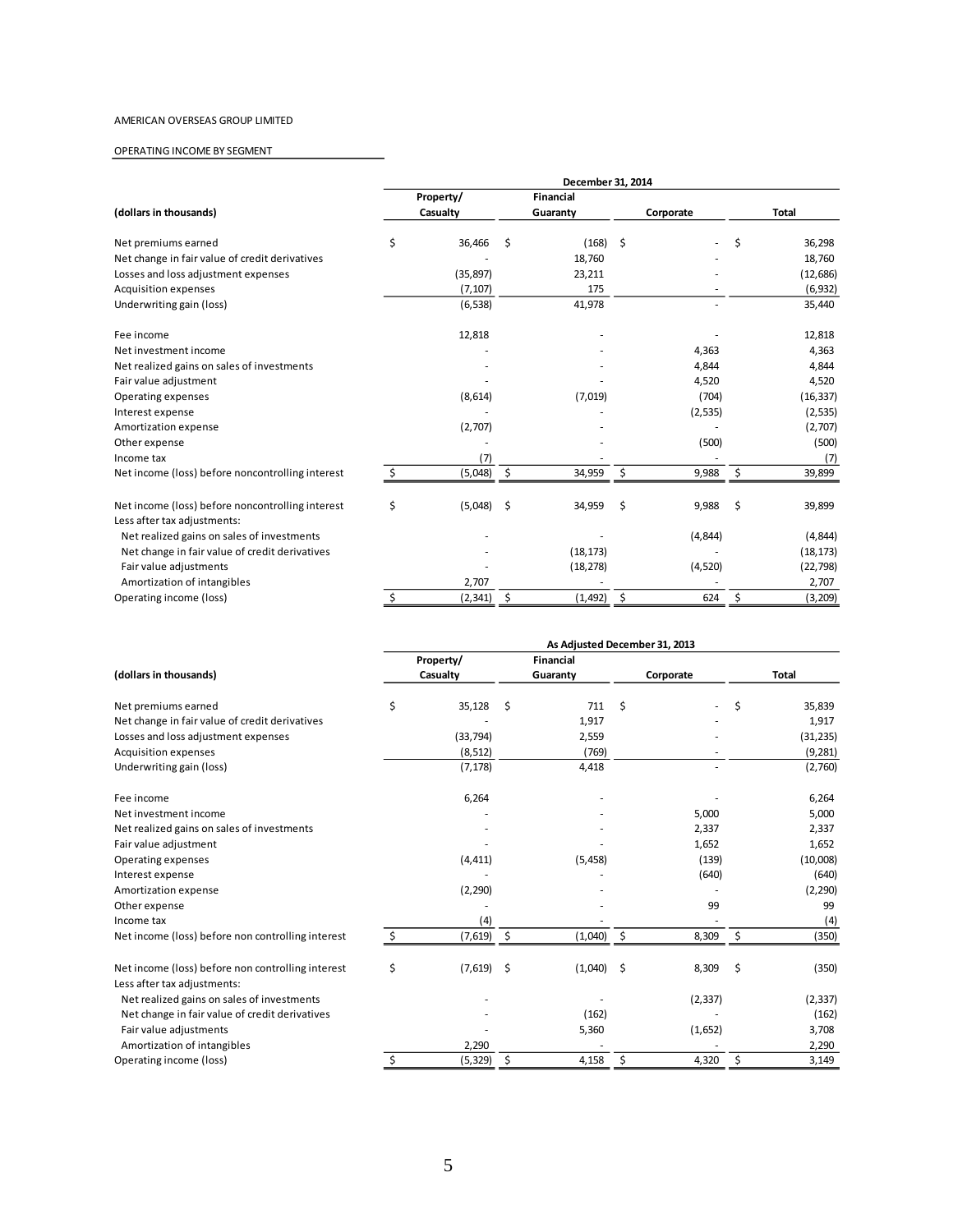AMERICAN OVERSEAS GROUP LIMITED

OPERATING INCOME BY SEGMENT

| (dollars in thousands) | December 31, 2014 | | | |
|---|---|---|---|---|
| | Property/ Casualty | Financial Guaranty | Corporate | Total |
| Net premiums earned | $ 36,466 | $ (168) | $ - | $ 36,298 |
| Net change in fair value of credit derivatives | - | 18,760 | - | 18,760 |
| Losses and loss adjustment expenses | (35,897) | 23,211 | - | (12,686) |
| Acquisition expenses | (7,107) | 175 | - | (6,932) |
| Underwriting gain (loss) | (6,538) | 41,978 | - | 35,440 |
| Fee income | 12,818 | - | - | 12,818 |
| Net investment income | - | - | 4,363 | 4,363 |
| Net realized gains on sales of investments | - | - | 4,844 | 4,844 |
| Fair value adjustment | - | - | 4,520 | 4,520 |
| Operating expenses | (8,614) | (7,019) | (704) | (16,337) |
| Interest expense | - | - | (2,535) | (2,535) |
| Amortization expense | (2,707) | - | - | (2,707) |
| Other expense | - | - | (500) | (500) |
| Income tax | (7) | - | - | (7) |
| Net income (loss) before noncontrolling interest | $ (5,048) | $ 34,959 | $ 9,988 | $ 39,899 |
| Net income (loss) before noncontrolling interest | $ (5,048) | $ 34,959 | $ 9,988 | $ 39,899 |
| Less after tax adjustments: | | | | |
| Net realized gains on sales of investments | - | - | (4,844) | (4,844) |
| Net change in fair value of credit derivatives | - | (18,173) | - | (18,173) |
| Fair value adjustments | - | (18,278) | (4,520) | (22,798) |
| Amortization of intangibles | 2,707 | - | - | 2,707 |
| Operating income (loss) | $ (2,341) | $ (1,492) | $ 624 | $ (3,209) |

| (dollars in thousands) | As Adjusted December 31, 2013 | | | |
|---|---|---|---|---|
| | Property/ Casualty | Financial Guaranty | Corporate | Total |
| Net premiums earned | $ 35,128 | $ 711 | $ - | $ 35,839 |
| Net change in fair value of credit derivatives | - | 1,917 | - | 1,917 |
| Losses and loss adjustment expenses | (33,794) | 2,559 | - | (31,235) |
| Acquisition expenses | (8,512) | (769) | - | (9,281) |
| Underwriting gain (loss) | (7,178) | 4,418 | - | (2,760) |
| Fee income | 6,264 | - | - | 6,264 |
| Net investment income | - | - | 5,000 | 5,000 |
| Net realized gains on sales of investments | - | - | 2,337 | 2,337 |
| Fair value adjustment | - | - | 1,652 | 1,652 |
| Operating expenses | (4,411) | (5,458) | (139) | (10,008) |
| Interest expense | - | - | (640) | (640) |
| Amortization expense | (2,290) | - | - | (2,290) |
| Other expense | - | - | 99 | 99 |
| Income tax | (4) | - | - | (4) |
| Net income (loss) before non controlling interest | $ (7,619) | $ (1,040) | $ 8,309 | $ (350) |
| Net income (loss) before non controlling interest | $ (7,619) | $ (1,040) | $ 8,309 | $ (350) |
| Less after tax adjustments: | | | | |
| Net realized gains on sales of investments | - | - | (2,337) | (2,337) |
| Net change in fair value of credit derivatives | - | (162) | - | (162) |
| Fair value adjustments | - | 5,360 | (1,652) | 3,708 |
| Amortization of intangibles | 2,290 | - | - | 2,290 |
| Operating income (loss) | $ (5,329) | $ 4,158 | $ 4,320 | $ 3,149 |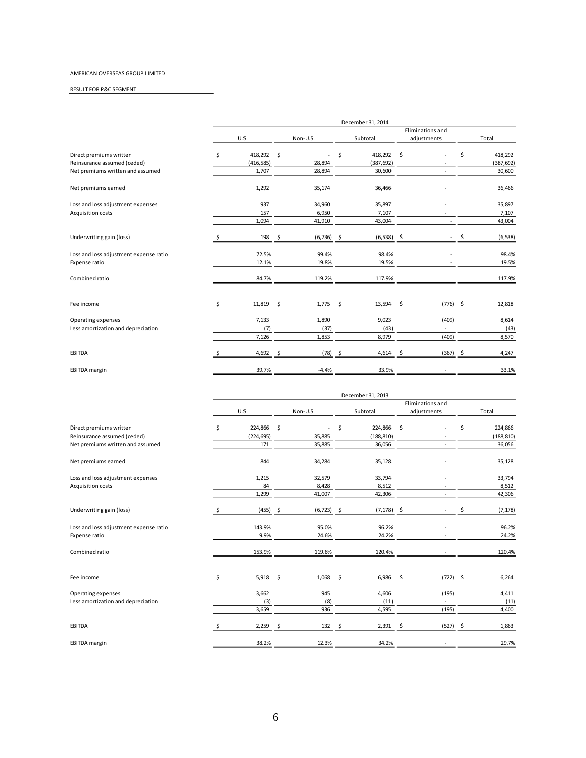AMERICAN OVERSEAS GROUP LIMITED

RESULT FOR P&C SEGMENT

| | December 31, 2014 | | | | |
|---|---|---|---|---|---|
| | U.S. | Non-U.S. | Subtotal | Eliminations and adjustments | Total |
| Direct premiums written | $ 418,292 | $ - | $ 418,292 | $ - | $ 418,292 |
| Reinsurance assumed (ceded) | (416,585) | 28,894 | (387,692) | - | (387,692) |
| Net premiums written and assumed | 1,707 | 28,894 | 30,600 | - | 30,600 |
| Net premiums earned | 1,292 | 35,174 | 36,466 | - | 36,466 |
| Loss and loss adjustment expenses | 937 | 34,960 | 35,897 | - | 35,897 |
| Acquisition costs | 157 | 6,950 | 7,107 | - | 7,107 |
| | 1,094 | 41,910 | 43,004 | - | 43,004 |
| Underwriting gain (loss) | $ 198 | $ (6,736) | $ (6,538) | $ - | $ (6,538) |
| Loss and loss adjustment expense ratio | 72.5% | 99.4% | 98.4% | - | 98.4% |
| Expense ratio | 12.1% | 19.8% | 19.5% | - | 19.5% |
| Combined ratio | 84.7% | 119.2% | 117.9% | | 117.9% |
| Fee income | $ 11,819 | $ 1,775 | $ 13,594 | $ (776) | $ 12,818 |
| Operating expenses | 7,133 | 1,890 | 9,023 | (409) | 8,614 |
| Less amortization and depreciation | (7) | (37) | (43) | - | (43) |
| | 7,126 | 1,853 | 8,979 | (409) | 8,570 |
| EBITDA | $ 4,692 | $ (78) | $ 4,614 | $ (367) | $ 4,247 |
| EBITDA margin | 39.7% | -4.4% | 33.9% | - | 33.1% |

| | December 31, 2013 | | | | |
|---|---|---|---|---|---|
| | U.S. | Non-U.S. | Subtotal | Eliminations and adjustments | Total |
| Direct premiums written | $ 224,866 | $ - | $ 224,866 | $ - | $ 224,866 |
| Reinsurance assumed (ceded) | (224,695) | 35,885 | (188,810) | - | (188,810) |
| Net premiums written and assumed | 171 | 35,885 | 36,056 | - | 36,056 |
| Net premiums earned | 844 | 34,284 | 35,128 | - | 35,128 |
| Loss and loss adjustment expenses | 1,215 | 32,579 | 33,794 | - | 33,794 |
| Acquisition costs | 84 | 8,428 | 8,512 | - | 8,512 |
| | 1,299 | 41,007 | 42,306 | - | 42,306 |
| Underwriting gain (loss) | $ (455) | $ (6,723) | $ (7,178) | $ - | $ (7,178) |
| Loss and loss adjustment expense ratio | 143.9% | 95.0% | 96.2% | - | 96.2% |
| Expense ratio | 9.9% | 24.6% | 24.2% | - | 24.2% |
| Combined ratio | 153.9% | 119.6% | 120.4% | - | 120.4% |
| Fee income | $ 5,918 | $ 1,068 | $ 6,986 | $ (722) | $ 6,264 |
| Operating expenses | 3,662 | 945 | 4,606 | (195) | 4,411 |
| Less amortization and depreciation | (3) | (8) | (11) | - | (11) |
| | 3,659 | 936 | 4,595 | (195) | 4,400 |
| EBITDA | $ 2,259 | $ 132 | $ 2,391 | $ (527) | $ 1,863 |
| EBITDA margin | 38.2% | 12.3% | 34.2% | - | 29.7% |